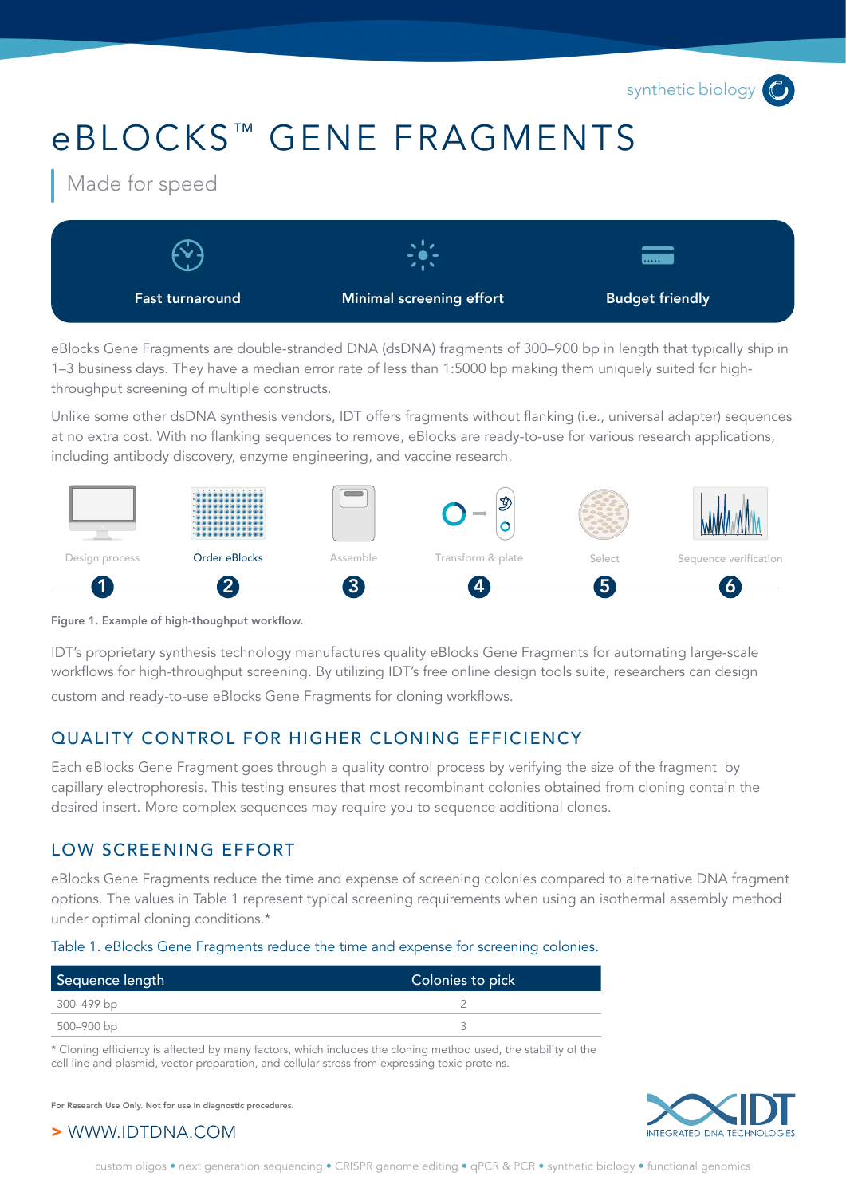synthetic biology

# eBLOCKS™ GENE FRAGMENTS

## Made for speed

**Fast turnaround** | **Minimal screening effort** | **Budget friendly**

eBlocks Gene Fragments are double-stranded DNA (dsDNA) fragments of 300–900 bp in length that typically ship in 1–3 business days. They have a median error rate of less than 1:5000 bp making them uniquely suited for high-throughput screening of multiple constructs.

Unlike some other dsDNA synthesis vendors, IDT offers fragments without flanking (i.e., universal adapter) sequences at no extra cost. With no flanking sequences to remove, eBlocks are ready-to-use for various research applications, including antibody discovery, enzyme engineering, and vaccine research.

1. Design process
2. Order eBlocks
3. Assemble
4. Transform & plate
5. Select
6. Sequence verification

**Figure 1. Example of high-thoughput workflow.**

IDT's proprietary synthesis technology manufactures quality eBlocks Gene Fragments for automating large-scale workflows for high-throughput screening. By utilizing IDT's free online design tools suite, researchers can design custom and ready-to-use eBlocks Gene Fragments for cloning workflows.

## QUALITY CONTROL FOR HIGHER CLONING EFFICIENCY

Each eBlocks Gene Fragment goes through a quality control process by verifying the size of the fragment by capillary electrophoresis. This testing ensures that most recombinant colonies obtained from cloning contain the desired insert. More complex sequences may require you to sequence additional clones.

## LOW SCREENING EFFORT

eBlocks Gene Fragments reduce the time and expense of screening colonies compared to alternative DNA fragment options. The values in Table 1 represent typical screening requirements when using an isothermal assembly method under optimal cloning conditions.*

Table 1. eBlocks Gene Fragments reduce the time and expense for screening colonies.

| Sequence length | Colonies to pick |
|---|---|
| 300–499 bp | 2 |
| 500–900 bp | 3 |

* Cloning efficiency is affected by many factors, which includes the cloning method used, the stability of the cell line and plasmid, vector preparation, and cellular stress from expressing toxic proteins.

**For Research Use Only. Not for use in diagnostic procedures.**

> WWW.IDTDNA.COM

INTEGRATED DNA TECHNOLOGIES

custom oligos • next generation sequencing • CRISPR genome editing • qPCR & PCR • synthetic biology • functional genomics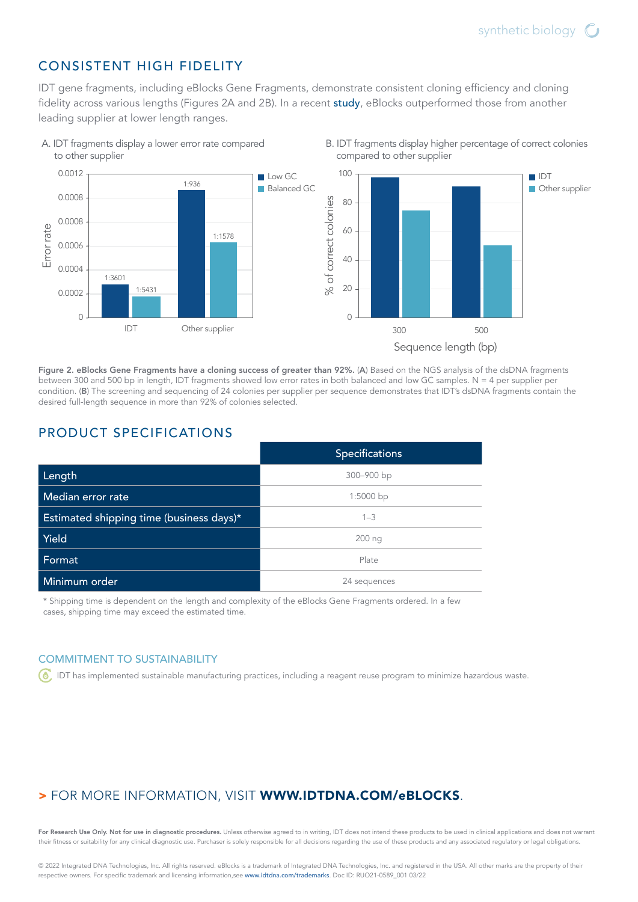## CONSISTENT HIGH FIDELITY

IDT gene fragments, including eBlocks Gene Fragments, demonstrate consistent cloning efficiency and cloning fidelity across various lengths (Figures 2A and 2B). In a recent study, eBlocks outperformed those from another leading supplier at lower length ranges.

A. IDT fragments display a lower error rate compared to other supplier

Error rate

0.0012
0.0008
0.0008
0.0006
0.0004
0.0002
0

1:3601
1:5431
1:936
1:1578

IDT
Other supplier

Low GC
Balanced GC

B. IDT fragments display higher percentage of correct colonies compared to other supplier

% of correct colonies

100
80
60
40
20
0

300
500

Sequence length (bp)

IDT
Other supplier

**Figure 2. eBlocks Gene Fragments have a cloning success of greater than 92%.** (**A**) Based on the NGS analysis of the dsDNA fragments between 300 and 500 bp in length, IDT fragments showed low error rates in both balanced and low GC samples. N = 4 per supplier per condition. (**B**) The screening and sequencing of 24 colonies per supplier per sequence demonstrates that IDT's dsDNA fragments contain the desired full-length sequence in more than 92% of colonies selected.

## PRODUCT SPECIFICATIONS

| | Specifications |
|---|---|
| Length | 300–900 bp |
| Median error rate | 1:5000 bp |
| Estimated shipping time (business days)* | 1–3 |
| Yield | 200 ng |
| Format | Plate |
| Minimum order | 24 sequences |

\* Shipping time is dependent on the length and complexity of the eBlocks Gene Fragments ordered. In a few cases, shipping time may exceed the estimated time.

### COMMITMENT TO SUSTAINABILITY

IDT has implemented sustainable manufacturing practices, including a reagent reuse program to minimize hazardous waste.

## > FOR MORE INFORMATION, VISIT **WWW.IDTDNA.COM/eBLOCKS**.

**For Research Use Only. Not for use in diagnostic procedures.** Unless otherwise agreed to in writing, IDT does not intend these products to be used in clinical applications and does not warrant their fitness or suitability for any clinical diagnostic use. Purchaser is solely responsible for all decisions regarding the use of these products and any associated regulatory or legal obligations.

© 2022 Integrated DNA Technologies, Inc. All rights reserved. eBlocks is a trademark of Integrated DNA Technologies, Inc. and registered in the USA. All other marks are the property of their respective owners. For specific trademark and licensing information,see www.idtdna.com/trademarks. Doc ID: RUO21-0589_001 03/22